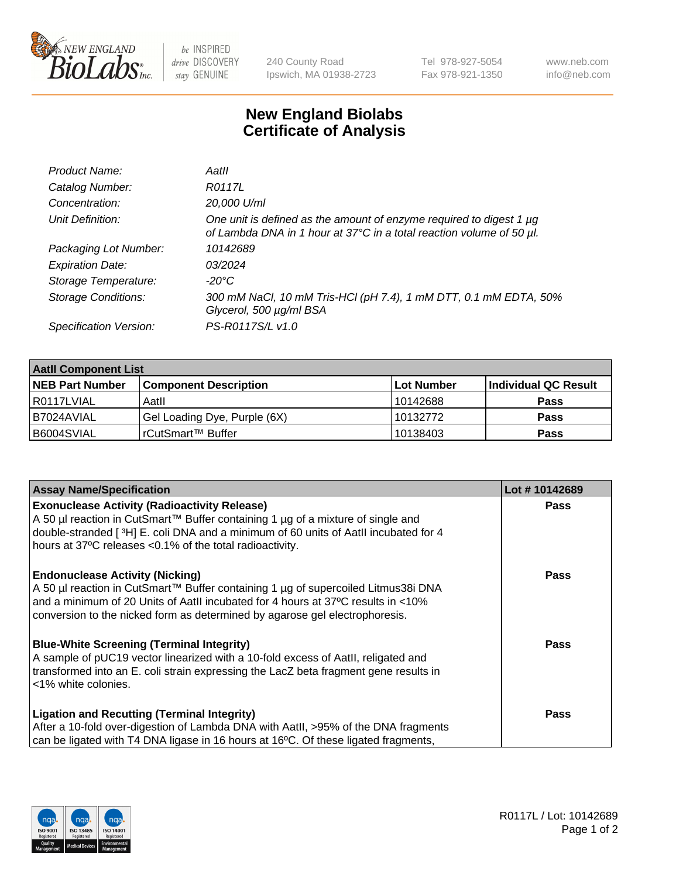New England Biolabs, Inc. — be INSPIRED drive DISCOVERY stay GENUINE

240 County Road
Ipswich, MA 01938-2723

Tel 978-927-5054
Fax 978-921-1350

www.neb.com
info@neb.com

# New England Biolabs Certificate of Analysis

| | |
|---|---|
| *Product Name:* | *AatII* |
| *Catalog Number:* | *R0117L* |
| *Concentration:* | *20,000 U/ml* |
| *Unit Definition:* | *One unit is defined as the amount of enzyme required to digest 1 µg of Lambda DNA in 1 hour at 37°C in a total reaction volume of 50 µl.* |
| *Packaging Lot Number:* | *10142689* |
| *Expiration Date:* | *03/2024* |
| *Storage Temperature:* | *-20°C* |
| *Storage Conditions:* | *300 mM NaCl, 10 mM Tris-HCl (pH 7.4), 1 mM DTT, 0.1 mM EDTA, 50% Glycerol, 500 µg/ml BSA* |
| *Specification Version:* | *PS-R0117S/L v1.0* |

| **AatII Component List** | | | |
|---|---|---|---|
| **NEB Part Number** | **Component Description** | **Lot Number** | **Individual QC Result** |
| R0117LVIAL | AatII | 10142688 | **Pass** |
| B7024AVIAL | Gel Loading Dye, Purple (6X) | 10132772 | **Pass** |
| B6004SVIAL | rCutSmart™ Buffer | 10138403 | **Pass** |

| **Assay Name/Specification** | **Lot # 10142689** |
|---|---|
| **Exonuclease Activity (Radioactivity Release)** A 50 µl reaction in CutSmart™ Buffer containing 1 µg of a mixture of single and double-stranded [ $^3$H] E. coli DNA and a minimum of 60 units of AatII incubated for 4 hours at 37ºC releases <0.1% of the total radioactivity. | **Pass** |
| **Endonuclease Activity (Nicking)** A 50 µl reaction in CutSmart™ Buffer containing 1 µg of supercoiled Litmus38i DNA and a minimum of 20 Units of AatII incubated for 4 hours at 37ºC results in <10% conversion to the nicked form as determined by agarose gel electrophoresis. | **Pass** |
| **Blue-White Screening (Terminal Integrity)** A sample of pUC19 vector linearized with a 10-fold excess of AatII, religated and transformed into an E. coli strain expressing the LacZ beta fragment gene results in <1% white colonies. | **Pass** |
| **Ligation and Recutting (Terminal Integrity)** After a 10-fold over-digestion of Lambda DNA with AatII, >95% of the DNA fragments can be ligated with T4 DNA ligase in 16 hours at 16ºC. Of these ligated fragments, | **Pass** |

R0117L / Lot: 10142689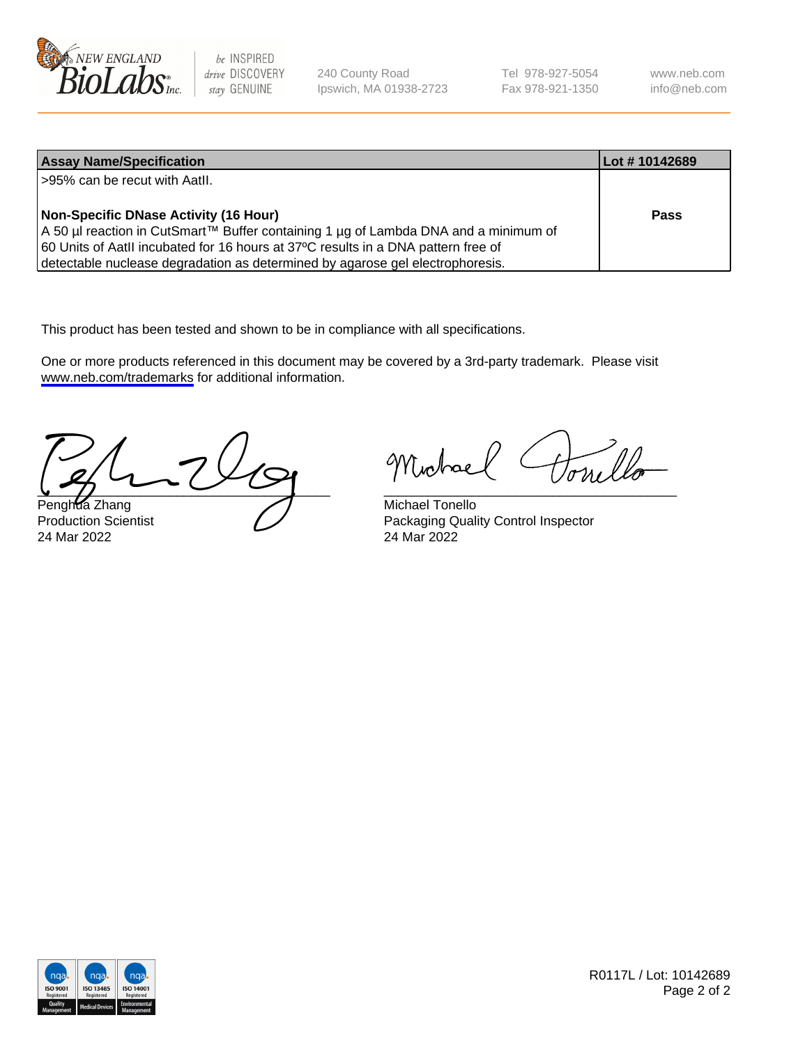| Assay Name/Specification | Lot # 10142689 |
| --- | --- |
| >95% can be recut with AatII. | |
| **Non-Specific DNase Activity (16 Hour)**<br>A 50 µl reaction in CutSmart™ Buffer containing 1 µg of Lambda DNA and a minimum of 60 Units of AatII incubated for 16 hours at 37ºC results in a DNA pattern free of detectable nuclease degradation as determined by agarose gel electrophoresis. | **Pass** |

This product has been tested and shown to be in compliance with all specifications.

One or more products referenced in this document may be covered by a 3rd-party trademark. Please visit www.neb.com/trademarks for additional information.

Penghua Zhang
Production Scientist
24 Mar 2022

Michael Tonello
Packaging Quality Control Inspector
24 Mar 2022

R0117L / Lot: 10142689